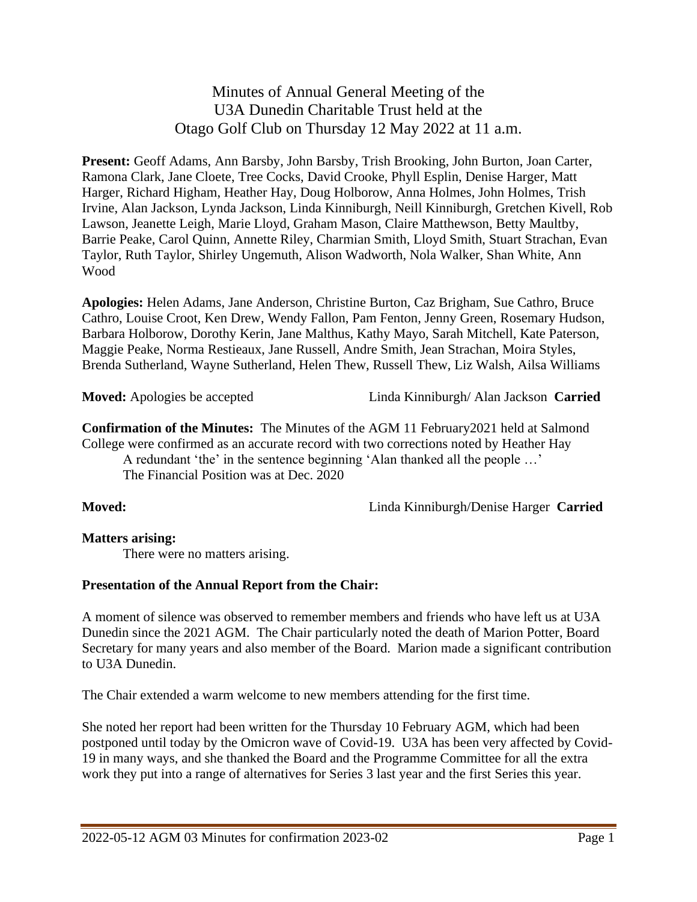# Minutes of Annual General Meeting of the U3A Dunedin Charitable Trust held at the Otago Golf Club on Thursday 12 May 2022 at 11 a.m.

**Present:** Geoff Adams, Ann Barsby, John Barsby, Trish Brooking, John Burton, Joan Carter, Ramona Clark, Jane Cloete, Tree Cocks, David Crooke, Phyll Esplin, Denise Harger, Matt Harger, Richard Higham, Heather Hay, Doug Holborow, Anna Holmes, John Holmes, Trish Irvine, Alan Jackson, Lynda Jackson, Linda Kinniburgh, Neill Kinniburgh, Gretchen Kivell, Rob Lawson, Jeanette Leigh, Marie Lloyd, Graham Mason, Claire Matthewson, Betty Maultby, Barrie Peake, Carol Quinn, Annette Riley, Charmian Smith, Lloyd Smith, Stuart Strachan, Evan Taylor, Ruth Taylor, Shirley Ungemuth, Alison Wadworth, Nola Walker, Shan White, Ann Wood

**Apologies:** Helen Adams, Jane Anderson, Christine Burton, Caz Brigham, Sue Cathro, Bruce Cathro, Louise Croot, Ken Drew, Wendy Fallon, Pam Fenton, Jenny Green, Rosemary Hudson, Barbara Holborow, Dorothy Kerin, Jane Malthus, Kathy Mayo, Sarah Mitchell, Kate Paterson, Maggie Peake, Norma Restieaux, Jane Russell, Andre Smith, Jean Strachan, Moira Styles, Brenda Sutherland, Wayne Sutherland, Helen Thew, Russell Thew, Liz Walsh, Ailsa Williams

**Moved:** Apologies be accepted Linda Kinniburgh/ Alan Jackson **Carried**

**Confirmation of the Minutes:** The Minutes of the AGM 11 February2021 held at Salmond College were confirmed as an accurate record with two corrections noted by Heather Hay

A redundant 'the' in the sentence beginning 'Alan thanked all the people …'
The Financial Position was at Dec. 2020

**Moved:** Linda Kinniburgh/Denise Harger **Carried**

**Matters arising:**

There were no matters arising.

**Presentation of the Annual Report from the Chair:**

A moment of silence was observed to remember members and friends who have left us at U3A Dunedin since the 2021 AGM. The Chair particularly noted the death of Marion Potter, Board Secretary for many years and also member of the Board. Marion made a significant contribution to U3A Dunedin.

The Chair extended a warm welcome to new members attending for the first time.

She noted her report had been written for the Thursday 10 February AGM, which had been postponed until today by the Omicron wave of Covid-19. U3A has been very affected by Covid-19 in many ways, and she thanked the Board and the Programme Committee for all the extra work they put into a range of alternatives for Series 3 last year and the first Series this year.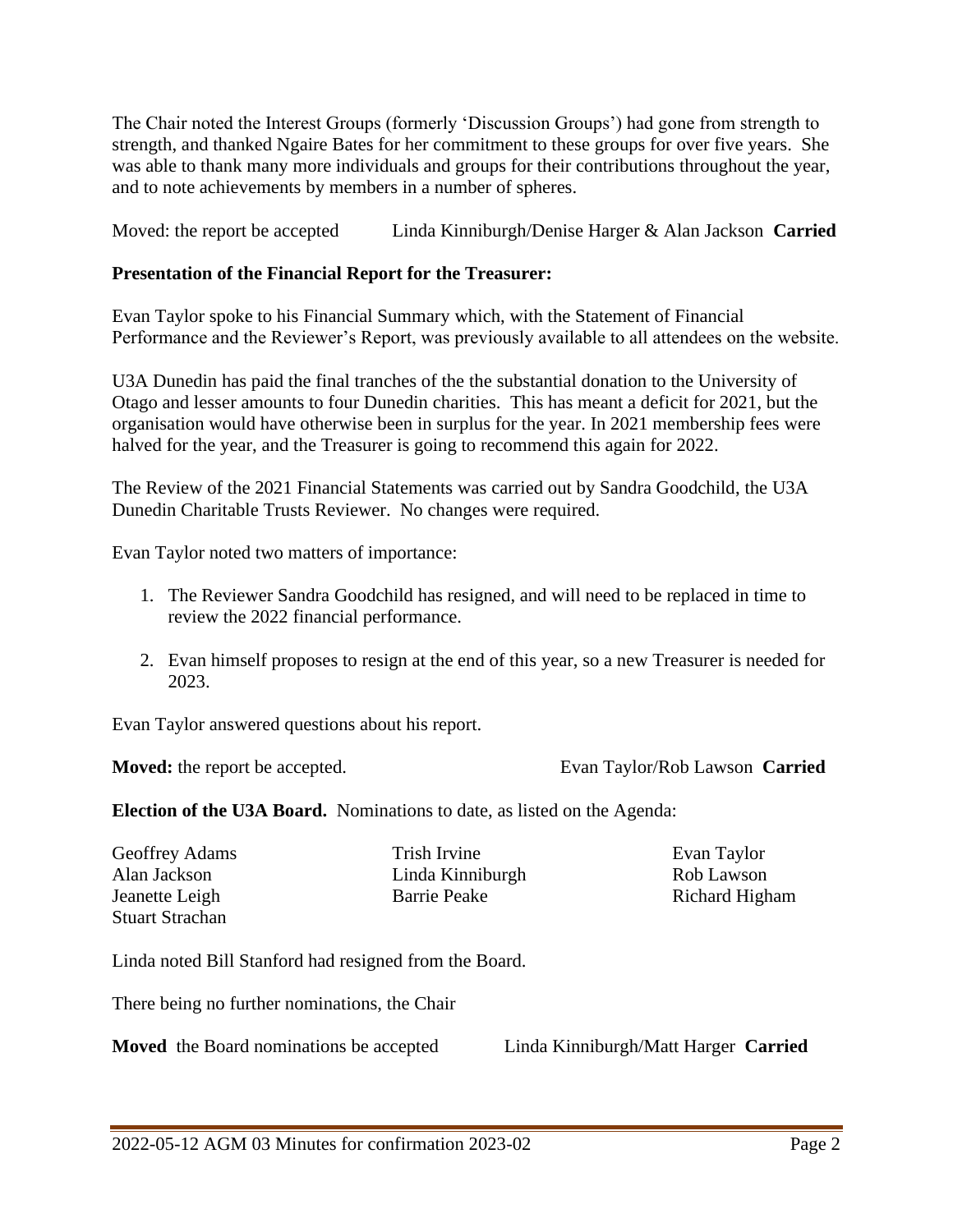The Chair noted the Interest Groups (formerly 'Discussion Groups') had gone from strength to strength, and thanked Ngaire Bates for her commitment to these groups for over five years. She was able to thank many more individuals and groups for their contributions throughout the year, and to note achievements by members in a number of spheres.

Moved: the report be accepted Linda Kinniburgh/Denise Harger & Alan Jackson **Carried**

**Presentation of the Financial Report for the Treasurer:**

Evan Taylor spoke to his Financial Summary which, with the Statement of Financial Performance and the Reviewer's Report, was previously available to all attendees on the website.

U3A Dunedin has paid the final tranches of the the substantial donation to the University of Otago and lesser amounts to four Dunedin charities. This has meant a deficit for 2021, but the organisation would have otherwise been in surplus for the year. In 2021 membership fees were halved for the year, and the Treasurer is going to recommend this again for 2022.

The Review of the 2021 Financial Statements was carried out by Sandra Goodchild, the U3A Dunedin Charitable Trusts Reviewer. No changes were required.

Evan Taylor noted two matters of importance:

1. The Reviewer Sandra Goodchild has resigned, and will need to be replaced in time to review the 2022 financial performance.
2. Evan himself proposes to resign at the end of this year, so a new Treasurer is needed for 2023.

Evan Taylor answered questions about his report.

**Moved:** the report be accepted. Evan Taylor/Rob Lawson **Carried**

**Election of the U3A Board.** Nominations to date, as listed on the Agenda:

| | | |
|---|---|---|
| Geoffrey Adams | Trish Irvine | Evan Taylor |
| Alan Jackson | Linda Kinniburgh | Rob Lawson |
| Jeanette Leigh | Barrie Peake | Richard Higham |
| Stuart Strachan | | |

Linda noted Bill Stanford had resigned from the Board.

There being no further nominations, the Chair

**Moved** the Board nominations be accepted Linda Kinniburgh/Matt Harger **Carried**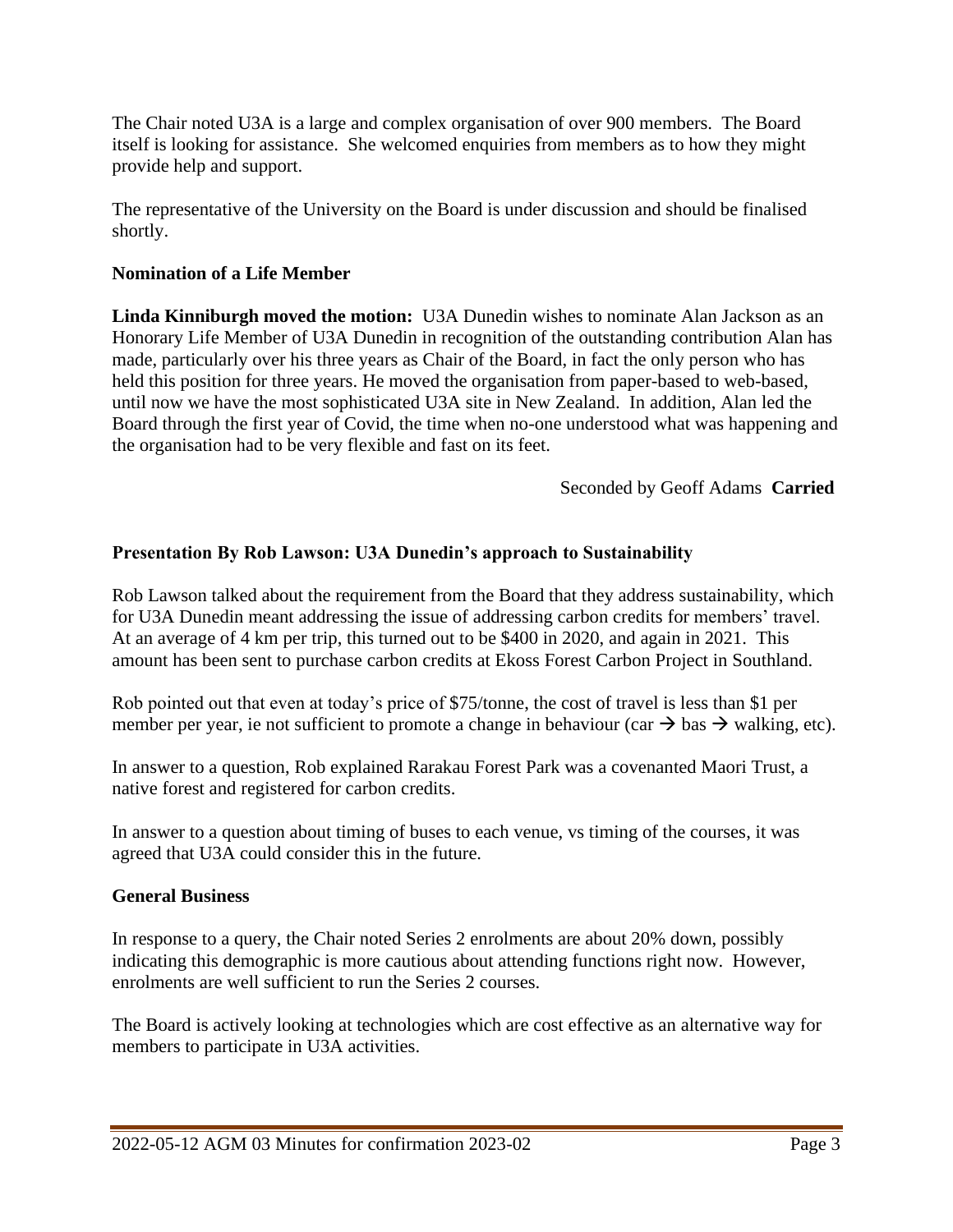The Chair noted U3A is a large and complex organisation of over 900 members. The Board itself is looking for assistance. She welcomed enquiries from members as to how they might provide help and support.

The representative of the University on the Board is under discussion and should be finalised shortly.

**Nomination of a Life Member**

**Linda Kinniburgh moved the motion:** U3A Dunedin wishes to nominate Alan Jackson as an Honorary Life Member of U3A Dunedin in recognition of the outstanding contribution Alan has made, particularly over his three years as Chair of the Board, in fact the only person who has held this position for three years. He moved the organisation from paper-based to web-based, until now we have the most sophisticated U3A site in New Zealand. In addition, Alan led the Board through the first year of Covid, the time when no-one understood what was happening and the organisation had to be very flexible and fast on its feet.

Seconded by Geoff Adams **Carried**

**Presentation By Rob Lawson: U3A Dunedin's approach to Sustainability**

Rob Lawson talked about the requirement from the Board that they address sustainability, which for U3A Dunedin meant addressing the issue of addressing carbon credits for members' travel. At an average of 4 km per trip, this turned out to be $400 in 2020, and again in 2021. This amount has been sent to purchase carbon credits at Ekoss Forest Carbon Project in Southland.

Rob pointed out that even at today's price of $75/tonne, the cost of travel is less than $1 per member per year, ie not sufficient to promote a change in behaviour (car → bas → walking, etc).

In answer to a question, Rob explained Rarakau Forest Park was a covenanted Maori Trust, a native forest and registered for carbon credits.

In answer to a question about timing of buses to each venue, vs timing of the courses, it was agreed that U3A could consider this in the future.

**General Business**

In response to a query, the Chair noted Series 2 enrolments are about 20% down, possibly indicating this demographic is more cautious about attending functions right now. However, enrolments are well sufficient to run the Series 2 courses.

The Board is actively looking at technologies which are cost effective as an alternative way for members to participate in U3A activities.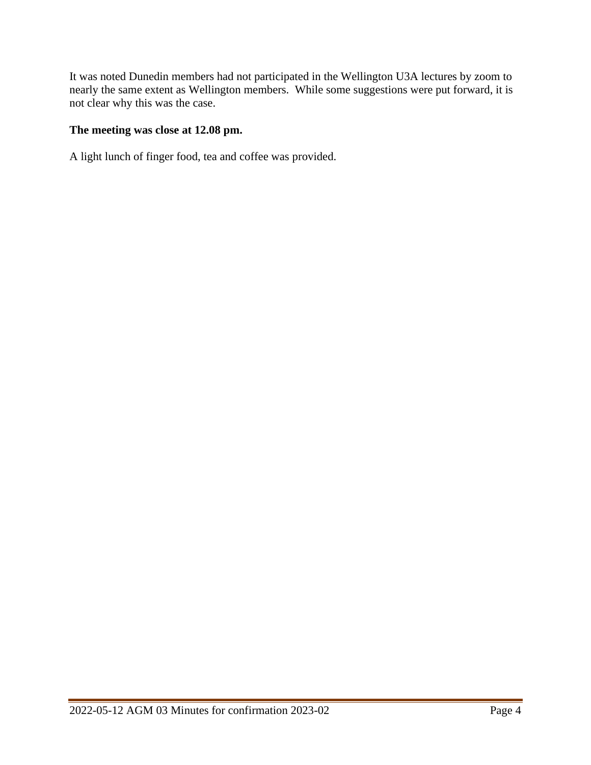It was noted Dunedin members had not participated in the Wellington U3A lectures by zoom to nearly the same extent as Wellington members. While some suggestions were put forward, it is not clear why this was the case.

**The meeting was close at 12.08 pm.**

A light lunch of finger food, tea and coffee was provided.